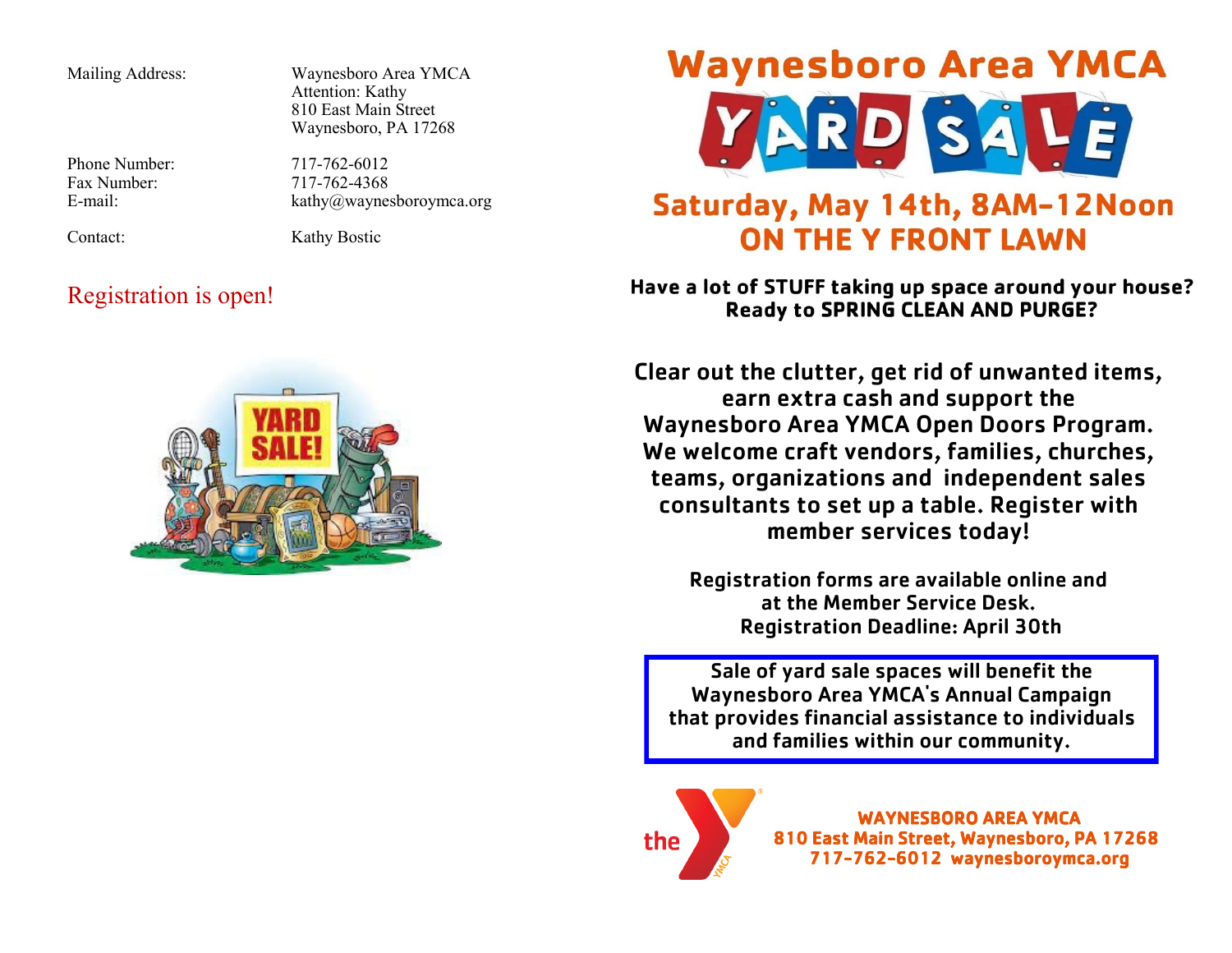Mailing Address: Waynesboro Area YMCA
Attention: Kathy
810 East Main Street
Waynesboro, PA 17268

Phone Number: 717-762-6012
Fax Number: 717-762-4368
E-mail: kathy@waynesboroymca.org

Contact: Kathy Bostic

Registration is open!

# Waynesboro Area YMCA

# YARD SALE

## Saturday, May 14th, 8AM-12Noon
## ON THE Y FRONT LAWN

**Have a lot of STUFF taking up space around your house?**
**Ready to SPRING CLEAN AND PURGE?**

**Clear out the clutter, get rid of unwanted items, earn extra cash and support the Waynesboro Area YMCA Open Doors Program. We welcome craft vendors, families, churches, teams, organizations and independent sales consultants to set up a table. Register with member services today!**

**Registration forms are available online and at the Member Service Desk.**
**Registration Deadline: April 30th**

**Sale of yard sale spaces will benefit the Waynesboro Area YMCA's Annual Campaign that provides financial assistance to individuals and families within our community.**

**WAYNESBORO AREA YMCA**
**810 East Main Street, Waynesboro, PA 17268**
**717-762-6012 waynesboroymca.org**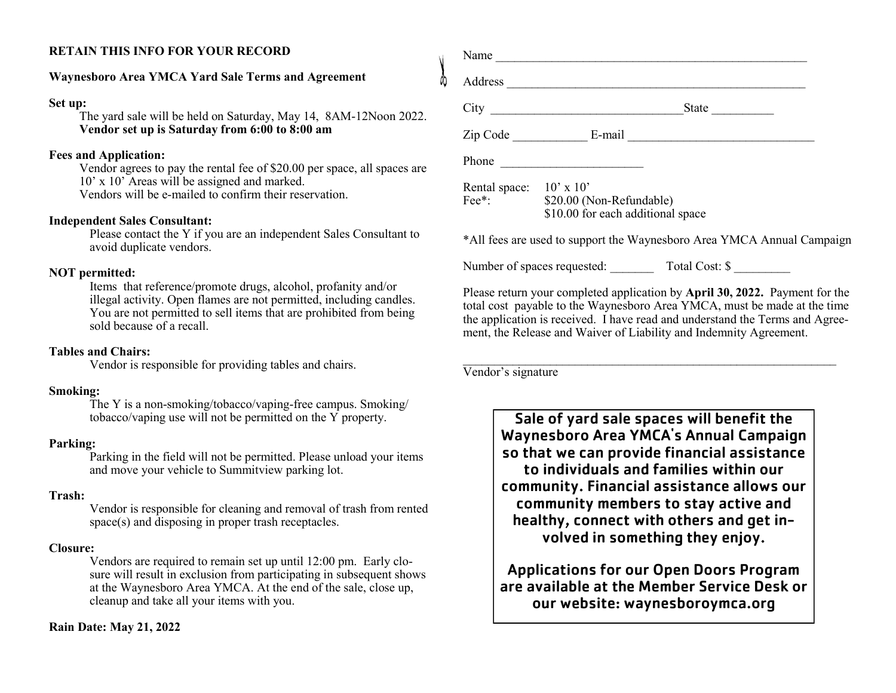**RETAIN THIS INFO FOR YOUR RECORD**

**Waynesboro Area YMCA Yard Sale Terms and Agreement**

**Set up:**

The yard sale will be held on Saturday, May 14, 8AM-12Noon 2022.
**Vendor set up is Saturday from 6:00 to 8:00 am**

**Fees and Application:**

Vendor agrees to pay the rental fee of $20.00 per space, all spaces are 10' x 10' Areas will be assigned and marked.
Vendors will be e-mailed to confirm their reservation.

**Independent Sales Consultant:**

Please contact the Y if you are an independent Sales Consultant to avoid duplicate vendors.

**NOT permitted:**

Items that reference/promote drugs, alcohol, profanity and/or illegal activity. Open flames are not permitted, including candles. You are not permitted to sell items that are prohibited from being sold because of a recall.

**Tables and Chairs:**

Vendor is responsible for providing tables and chairs.

**Smoking:**

The Y is a non-smoking/tobacco/vaping-free campus. Smoking/tobacco/vaping use will not be permitted on the Y property.

**Parking:**

Parking in the field will not be permitted. Please unload your items and move your vehicle to Summitview parking lot.

**Trash:**

Vendor is responsible for cleaning and removal of trash from rented space(s) and disposing in proper trash receptacles.

**Closure:**

Vendors are required to remain set up until 12:00 pm. Early closure will result in exclusion from participating in subsequent shows at the Waynesboro Area YMCA. At the end of the sale, close up, cleanup and take all your items with you.

**Rain Date: May 21, 2022**

Name ____________________________________________________

Address __________________________________________________

City ______________________________ State __________

Zip Code ____________ E-mail ______________________________

Phone ________________________

Rental space: 10' x 10'
Fee*: $20.00 (Non-Refundable)
$10.00 for each additional space

*All fees are used to support the Waynesboro Area YMCA Annual Campaign

Number of spaces requested: _______ Total Cost: $ _________

Please return your completed application by **April 30, 2022.** Payment for the total cost payable to the Waynesboro Area YMCA, must be made at the time the application is received. I have read and understand the Terms and Agreement, the Release and Waiver of Liability and Indemnity Agreement.

_______________________________________________________________
Vendor's signature

**Sale of yard sale spaces will benefit the Waynesboro Area YMCA's Annual Campaign so that we can provide financial assistance to individuals and families within our community. Financial assistance allows our community members to stay active and healthy, connect with others and get involved in something they enjoy.**

**Applications for our Open Doors Program are available at the Member Service Desk or our website: waynesboroymca.org**